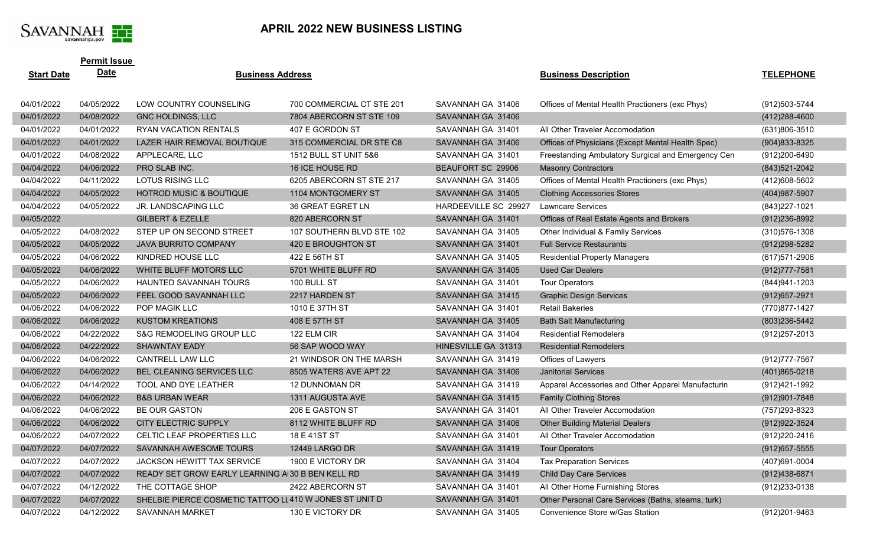SAVANNAH savannahga.gov

# APRIL 2022 NEW BUSINESS LISTING

| Start Date | Permit Issue Date | Business Address | | | Business Description | TELEPHONE |
|---|---|---|---|---|---|---|
| 04/01/2022 | 04/05/2022 | LOW COUNTRY COUNSELING | 700 COMMERCIAL CT STE 201 | SAVANNAH GA 31406 | Offices of Mental Health Practioners (exc Phys) | (912)503-5744 |
| 04/01/2022 | 04/08/2022 | GNC HOLDINGS, LLC | 7804 ABERCORN ST STE 109 | SAVANNAH GA 31406 | | (412)288-4600 |
| 04/01/2022 | 04/01/2022 | RYAN VACATION RENTALS | 407 E GORDON ST | SAVANNAH GA 31401 | All Other Traveler Accomodation | (631)806-3510 |
| 04/01/2022 | 04/01/2022 | LAZER HAIR REMOVAL BOUTIQUE | 315 COMMERCIAL DR STE C8 | SAVANNAH GA 31406 | Offices of Physicians (Except Mental Health Spec) | (904)833-8325 |
| 04/01/2022 | 04/08/2022 | APPLECARE, LLC | 1512 BULL ST UNIT 5&6 | SAVANNAH GA 31401 | Freestanding Ambulatory Surgical and Emergency Cen | (912)200-6490 |
| 04/04/2022 | 04/06/2022 | PRO SLAB INC. | 16 ICE HOUSE RD | BEAUFORT SC 29906 | Masonry Contractors | (843)521-2042 |
| 04/04/2022 | 04/11/2022 | LOTUS RISING LLC | 6205 ABERCORN ST STE 217 | SAVANNAH GA 31405 | Offices of Mental Health Practioners (exc Phys) | (412)608-5602 |
| 04/04/2022 | 04/05/2022 | HOTROD MUSIC & BOUTIQUE | 1104 MONTGOMERY ST | SAVANNAH GA 31405 | Clothing Accessories Stores | (404)987-5907 |
| 04/04/2022 | 04/05/2022 | JR. LANDSCAPING LLC | 36 GREAT EGRET LN | HARDEEVILLE SC 29927 | Lawncare Services | (843)227-1021 |
| 04/05/2022 | | GILBERT & EZELLE | 820 ABERCORN ST | SAVANNAH GA 31401 | Offices of Real Estate Agents and Brokers | (912)236-8992 |
| 04/05/2022 | 04/08/2022 | STEP UP ON SECOND STREET | 107 SOUTHERN BLVD STE 102 | SAVANNAH GA 31405 | Other Individual & Family Services | (310)576-1308 |
| 04/05/2022 | 04/05/2022 | JAVA BURRITO COMPANY | 420 E BROUGHTON ST | SAVANNAH GA 31401 | Full Service Restaurants | (912)298-5282 |
| 04/05/2022 | 04/06/2022 | KINDRED HOUSE LLC | 422 E 56TH ST | SAVANNAH GA 31405 | Residential Property Managers | (617)571-2906 |
| 04/05/2022 | 04/06/2022 | WHITE BLUFF MOTORS LLC | 5701 WHITE BLUFF RD | SAVANNAH GA 31405 | Used Car Dealers | (912)777-7581 |
| 04/05/2022 | 04/06/2022 | HAUNTED SAVANNAH TOURS | 100 BULL ST | SAVANNAH GA 31401 | Tour Operators | (844)941-1203 |
| 04/05/2022 | 04/06/2022 | FEEL GOOD SAVANNAH LLC | 2217 HARDEN ST | SAVANNAH GA 31415 | Graphic Design Services | (912)657-2971 |
| 04/06/2022 | 04/06/2022 | POP MAGIK LLC | 1010 E 37TH ST | SAVANNAH GA 31401 | Retail Bakeries | (770)877-1427 |
| 04/06/2022 | 04/06/2022 | KUSTOM KREATIONS | 408 E 57TH ST | SAVANNAH GA 31405 | Bath Salt Manufacturing | (803)236-5442 |
| 04/06/2022 | 04/22/2022 | S&G REMODELING GROUP LLC | 122 ELM CIR | SAVANNAH GA 31404 | Residential Remodelers | (912)257-2013 |
| 04/06/2022 | 04/22/2022 | SHAWNTAY EADY | 56 SAP WOOD WAY | HINESVILLE GA 31313 | Residential Remodelers | |
| 04/06/2022 | 04/06/2022 | CANTRELL LAW LLC | 21 WINDSOR ON THE MARSH | SAVANNAH GA 31419 | Offices of Lawyers | (912)777-7567 |
| 04/06/2022 | 04/06/2022 | BEL CLEANING SERVICES LLC | 8505 WATERS AVE APT 22 | SAVANNAH GA 31406 | Janitorial Services | (401)865-0218 |
| 04/06/2022 | 04/14/2022 | TOOL AND DYE LEATHER | 12 DUNNOMAN DR | SAVANNAH GA 31419 | Apparel Accessories and Other Apparel Manufacturin | (912)421-1992 |
| 04/06/2022 | 04/06/2022 | B&B URBAN WEAR | 1311 AUGUSTA AVE | SAVANNAH GA 31415 | Family Clothing Stores | (912)901-7848 |
| 04/06/2022 | 04/06/2022 | BE OUR GASTON | 206 E GASTON ST | SAVANNAH GA 31401 | All Other Traveler Accomodation | (757)293-8323 |
| 04/06/2022 | 04/06/2022 | CITY ELECTRIC SUPPLY | 8112 WHITE BLUFF RD | SAVANNAH GA 31406 | Other Building Material Dealers | (912)922-3524 |
| 04/06/2022 | 04/07/2022 | CELTIC LEAF PROPERTIES LLC | 18 E 41ST ST | SAVANNAH GA 31401 | All Other Traveler Accomodation | (912)220-2416 |
| 04/07/2022 | 04/07/2022 | SAVANNAH AWESOME TOURS | 12449 LARGO DR | SAVANNAH GA 31419 | Tour Operators | (912)657-5555 |
| 04/07/2022 | 04/07/2022 | JACKSON HEWITT TAX SERVICE | 1900 E VICTORY DR | SAVANNAH GA 31404 | Tax Preparation Services | (407)691-0004 |
| 04/07/2022 | 04/07/2022 | READY SET GROW EARLY LEARNING A | 30 B BEN KELL RD | SAVANNAH GA 31419 | Child Day Care Services | (912)438-6871 |
| 04/07/2022 | 04/12/2022 | THE COTTAGE SHOP | 2422 ABERCORN ST | SAVANNAH GA 31401 | All Other Home Furnishing Stores | (912)233-0138 |
| 04/07/2022 | 04/07/2022 | SHELBIE PIERCE COSMETIC TATTOO LL | 410 W JONES ST UNIT D | SAVANNAH GA 31401 | Other Personal Care Services (Baths, steams, turk) | |
| 04/07/2022 | 04/12/2022 | SAVANNAH MARKET | 130 E VICTORY DR | SAVANNAH GA 31405 | Convenience Store w/Gas Station | (912)201-9463 |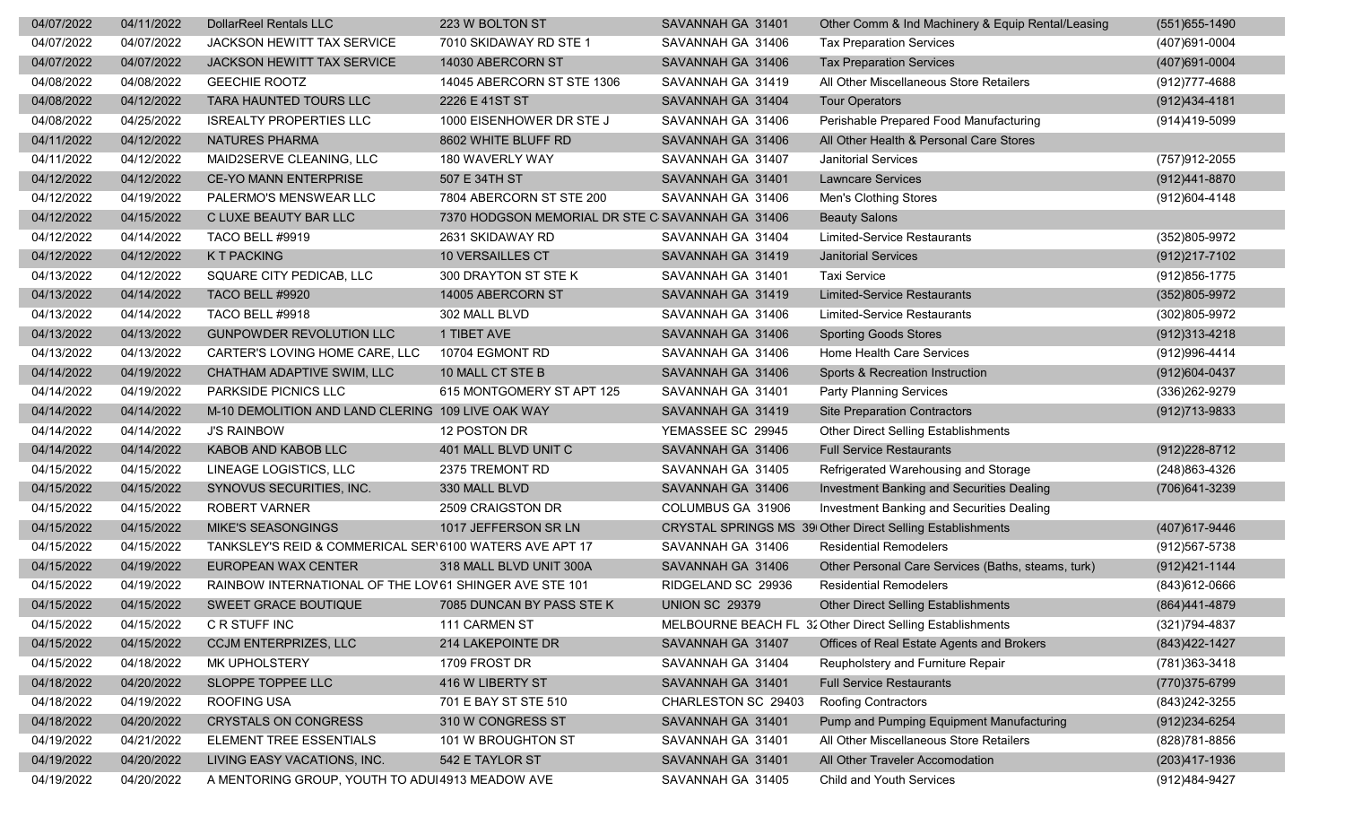| | | | | | | |
|---|---|---|---|---|---|---|
| 04/07/2022 | 04/11/2022 | DollarReel Rentals LLC | 223 W BOLTON ST | SAVANNAH GA 31401 | Other Comm & Ind Machinery & Equip Rental/Leasing | (551)655-1490 |
| 04/07/2022 | 04/07/2022 | JACKSON HEWITT TAX SERVICE | 7010 SKIDAWAY RD STE 1 | SAVANNAH GA 31406 | Tax Preparation Services | (407)691-0004 |
| 04/07/2022 | 04/07/2022 | JACKSON HEWITT TAX SERVICE | 14030 ABERCORN ST | SAVANNAH GA 31406 | Tax Preparation Services | (407)691-0004 |
| 04/08/2022 | 04/08/2022 | GEECHIE ROOTZ | 14045 ABERCORN ST STE 1306 | SAVANNAH GA 31419 | All Other Miscellaneous Store Retailers | (912)777-4688 |
| 04/08/2022 | 04/12/2022 | TARA HAUNTED TOURS LLC | 2226 E 41ST ST | SAVANNAH GA 31404 | Tour Operators | (912)434-4181 |
| 04/08/2022 | 04/25/2022 | ISREALTY PROPERTIES LLC | 1000 EISENHOWER DR STE J | SAVANNAH GA 31406 | Perishable Prepared Food Manufacturing | (914)419-5099 |
| 04/11/2022 | 04/12/2022 | NATURES PHARMA | 8602 WHITE BLUFF RD | SAVANNAH GA 31406 | All Other Health & Personal Care Stores | |
| 04/11/2022 | 04/12/2022 | MAID2SERVE CLEANING, LLC | 180 WAVERLY WAY | SAVANNAH GA 31407 | Janitorial Services | (757)912-2055 |
| 04/12/2022 | 04/12/2022 | CE-YO MANN ENTERPRISE | 507 E 34TH ST | SAVANNAH GA 31401 | Lawncare Services | (912)441-8870 |
| 04/12/2022 | 04/19/2022 | PALERMO'S MENSWEAR LLC | 7804 ABERCORN ST STE 200 | SAVANNAH GA 31406 | Men's Clothing Stores | (912)604-4148 |
| 04/12/2022 | 04/15/2022 | C LUXE BEAUTY BAR LLC | 7370 HODGSON MEMORIAL DR STE C | SAVANNAH GA 31406 | Beauty Salons | |
| 04/12/2022 | 04/14/2022 | TACO BELL #9919 | 2631 SKIDAWAY RD | SAVANNAH GA 31404 | Limited-Service Restaurants | (352)805-9972 |
| 04/12/2022 | 04/12/2022 | K T PACKING | 10 VERSAILLES CT | SAVANNAH GA 31419 | Janitorial Services | (912)217-7102 |
| 04/13/2022 | 04/12/2022 | SQUARE CITY PEDICAB, LLC | 300 DRAYTON ST STE K | SAVANNAH GA 31401 | Taxi Service | (912)856-1775 |
| 04/13/2022 | 04/14/2022 | TACO BELL #9920 | 14005 ABERCORN ST | SAVANNAH GA 31419 | Limited-Service Restaurants | (352)805-9972 |
| 04/13/2022 | 04/14/2022 | TACO BELL #9918 | 302 MALL BLVD | SAVANNAH GA 31406 | Limited-Service Restaurants | (302)805-9972 |
| 04/13/2022 | 04/13/2022 | GUNPOWDER REVOLUTION LLC | 1 TIBET AVE | SAVANNAH GA 31406 | Sporting Goods Stores | (912)313-4218 |
| 04/13/2022 | 04/13/2022 | CARTER'S LOVING HOME CARE, LLC | 10704 EGMONT RD | SAVANNAH GA 31406 | Home Health Care Services | (912)996-4414 |
| 04/14/2022 | 04/19/2022 | CHATHAM ADAPTIVE SWIM, LLC | 10 MALL CT STE B | SAVANNAH GA 31406 | Sports & Recreation Instruction | (912)604-0437 |
| 04/14/2022 | 04/19/2022 | PARKSIDE PICNICS LLC | 615 MONTGOMERY ST APT 125 | SAVANNAH GA 31401 | Party Planning Services | (336)262-9279 |
| 04/14/2022 | 04/14/2022 | M-10 DEMOLITION AND LAND CLERING | 109 LIVE OAK WAY | SAVANNAH GA 31419 | Site Preparation Contractors | (912)713-9833 |
| 04/14/2022 | 04/14/2022 | J'S RAINBOW | 12 POSTON DR | YEMASSEE SC 29945 | Other Direct Selling Establishments | |
| 04/14/2022 | 04/14/2022 | KABOB AND KABOB LLC | 401 MALL BLVD UNIT C | SAVANNAH GA 31406 | Full Service Restaurants | (912)228-8712 |
| 04/15/2022 | 04/15/2022 | LINEAGE LOGISTICS, LLC | 2375 TREMONT RD | SAVANNAH GA 31405 | Refrigerated Warehousing and Storage | (248)863-4326 |
| 04/15/2022 | 04/15/2022 | SYNOVUS SECURITIES, INC. | 330 MALL BLVD | SAVANNAH GA 31406 | Investment Banking and Securities Dealing | (706)641-3239 |
| 04/15/2022 | 04/15/2022 | ROBERT VARNER | 2509 CRAIGSTON DR | COLUMBUS GA 31906 | Investment Banking and Securities Dealing | |
| 04/15/2022 | 04/15/2022 | MIKE'S SEASONGINGS | 1017 JEFFERSON SR LN | CRYSTAL SPRINGS MS 39 | Other Direct Selling Establishments | (407)617-9446 |
| 04/15/2022 | 04/15/2022 | TANKSLEY'S REID & COMMERICAL SER | 6100 WATERS AVE APT 17 | SAVANNAH GA 31406 | Residential Remodelers | (912)567-5738 |
| 04/15/2022 | 04/19/2022 | EUROPEAN WAX CENTER | 318 MALL BLVD UNIT 300A | SAVANNAH GA 31406 | Other Personal Care Services (Baths, steams, turk) | (912)421-1144 |
| 04/15/2022 | 04/19/2022 | RAINBOW INTERNATIONAL OF THE LOV | 61 SHINGER AVE STE 101 | RIDGELAND SC 29936 | Residential Remodelers | (843)612-0666 |
| 04/15/2022 | 04/15/2022 | SWEET GRACE BOUTIQUE | 7085 DUNCAN BY PASS STE K | UNION SC 29379 | Other Direct Selling Establishments | (864)441-4879 |
| 04/15/2022 | 04/15/2022 | C R STUFF INC | 111 CARMEN ST | MELBOURNE BEACH FL 32 | Other Direct Selling Establishments | (321)794-4837 |
| 04/15/2022 | 04/15/2022 | CCJM ENTERPRIZES, LLC | 214 LAKEPOINTE DR | SAVANNAH GA 31407 | Offices of Real Estate Agents and Brokers | (843)422-1427 |
| 04/15/2022 | 04/18/2022 | MK UPHOLSTERY | 1709 FROST DR | SAVANNAH GA 31404 | Reupholstery and Furniture Repair | (781)363-3418 |
| 04/18/2022 | 04/20/2022 | SLOPPE TOPPEE LLC | 416 W LIBERTY ST | SAVANNAH GA 31401 | Full Service Restaurants | (770)375-6799 |
| 04/18/2022 | 04/19/2022 | ROOFING USA | 701 E BAY ST STE 510 | CHARLESTON SC 29403 | Roofing Contractors | (843)242-3255 |
| 04/18/2022 | 04/20/2022 | CRYSTALS ON CONGRESS | 310 W CONGRESS ST | SAVANNAH GA 31401 | Pump and Pumping Equipment Manufacturing | (912)234-6254 |
| 04/19/2022 | 04/21/2022 | ELEMENT TREE ESSENTIALS | 101 W BROUGHTON ST | SAVANNAH GA 31401 | All Other Miscellaneous Store Retailers | (828)781-8856 |
| 04/19/2022 | 04/20/2022 | LIVING EASY VACATIONS, INC. | 542 E TAYLOR ST | SAVANNAH GA 31401 | All Other Traveler Accomodation | (203)417-1936 |
| 04/19/2022 | 04/20/2022 | A MENTORING GROUP, YOUTH TO ADUI | 4913 MEADOW AVE | SAVANNAH GA 31405 | Child and Youth Services | (912)484-9427 |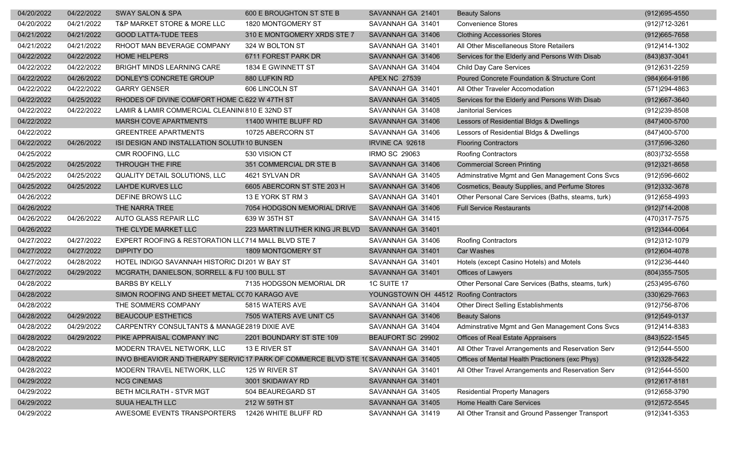| | | | | | | |
|---|---|---|---|---|---|---|
| 04/20/2022 | 04/22/2022 | SWAY SALON & SPA | 600 E BROUGHTON ST STE B | SAVANNAH GA 21401 | Beauty Salons | (912)695-4550 |
| 04/20/2022 | 04/21/2022 | T&P MARKET STORE & MORE LLC | 1820 MONTGOMERY ST | SAVANNAH GA 31401 | Convenience Stores | (912)712-3261 |
| 04/21/2022 | 04/21/2022 | GOOD LATTA-TUDE TEES | 310 E MONTGOMERY XRDS STE 7 | SAVANNAH GA 31406 | Clothing Accessories Stores | (912)665-7658 |
| 04/21/2022 | 04/21/2022 | RHOOT MAN BEVERAGE COMPANY | 324 W BOLTON ST | SAVANNAH GA 31401 | All Other Miscellaneous Store Retailers | (912)414-1302 |
| 04/22/2022 | 04/22/2022 | HOME HELPERS | 6711 FOREST PARK DR | SAVANNAH GA 31406 | Services for the Elderly and Persons With Disab | (843)837-3041 |
| 04/22/2022 | 04/22/2022 | BRIGHT MINDS LEARNING CARE | 1834 E GWINNETT ST | SAVANNAH GA 31404 | Child Day Care Services | (912)631-2259 |
| 04/22/2022 | 04/26/2022 | DONLEY'S CONCRETE GROUP | 880 LUFKIN RD | APEX NC 27539 | Poured Concrete Foundation & Structure Cont | (984)664-9186 |
| 04/22/2022 | 04/22/2022 | GARRY GENSER | 606 LINCOLN ST | SAVANNAH GA 31401 | All Other Traveler Accomodation | (571)294-4863 |
| 04/22/2022 | 04/25/2022 | RHODES OF DIVINE COMFORT HOME C | 622 W 47TH ST | SAVANNAH GA 31405 | Services for the Elderly and Persons With Disab | (912)667-3640 |
| 04/22/2022 | 04/22/2022 | LAMIR & LAMIR COMMERCIAL CLEANIN | 810 E 32ND ST | SAVANNAH GA 31408 | Janitorial Services | (912)239-8508 |
| 04/22/2022 | | MARSH COVE APARTMENTS | 11400 WHITE BLUFF RD | SAVANNAH GA 31406 | Lessors of Residential Bldgs & Dwellings | (847)400-5700 |
| 04/22/2022 | | GREENTREE APARTMENTS | 10725 ABERCORN ST | SAVANNAH GA 31406 | Lessors of Residential Bldgs & Dwellings | (847)400-5700 |
| 04/22/2022 | 04/26/2022 | ISI DESIGN AND INSTALLATION SOLUTI | 10 BUNSEN | IRVINE CA 92618 | Flooring Contractors | (317)596-3260 |
| 04/25/2022 | | CMR ROOFING, LLC | 530 VISION CT | IRMO SC 29063 | Roofing Contractors | (803)732-5558 |
| 04/25/2022 | 04/25/2022 | THROUGH THE FIRE | 351 COMMERCIAL DR STE B | SAVANNAH GA 31406 | Commercial Screen Printing | (912)321-8658 |
| 04/25/2022 | 04/25/2022 | QUALITY DETAIL SOLUTIONS, LLC | 4621 SYLVAN DR | SAVANNAH GA 31405 | Adminstrative Mgmt and Gen Management Cons Svcs | (912)596-6602 |
| 04/25/2022 | 04/25/2022 | LAH'DE KURVES LLC | 6605 ABERCORN ST STE 203 H | SAVANNAH GA 31406 | Cosmetics, Beauty Supplies, and Perfume Stores | (912)332-3678 |
| 04/26/2022 | | DEFINE BROWS LLC | 13 E YORK ST RM 3 | SAVANNAH GA 31401 | Other Personal Care Services (Baths, steams, turk) | (912)658-4993 |
| 04/26/2022 | | THE NARRA TREE | 7054 HODGSON MEMORIAL DRIVE | SAVANNAH GA 31406 | Full Service Restaurants | (912)714-2008 |
| 04/26/2022 | 04/26/2022 | AUTO GLASS REPAIR LLC | 639 W 35TH ST | SAVANNAH GA 31415 | | (470)317-7575 |
| 04/26/2022 | | THE CLYDE MARKET LLC | 223 MARTIN LUTHER KING JR BLVD | SAVANNAH GA 31401 | | (912)344-0064 |
| 04/27/2022 | 04/27/2022 | EXPERT ROOFING & RESTORATION LLC | 7714 MALL BLVD STE 7 | SAVANNAH GA 31406 | Roofing Contractors | (912)312-1079 |
| 04/27/2022 | 04/27/2022 | DIPPITY DO | 1809 MONTGOMERY ST | SAVANNAH GA 31401 | Car Washes | (912)604-4078 |
| 04/27/2022 | 04/28/2022 | HOTEL INDIGO SAVANNAH HISTORIC DI | 201 W BAY ST | SAVANNAH GA 31401 | Hotels (except Casino Hotels) and Motels | (912)236-4440 |
| 04/27/2022 | 04/29/2022 | MCGRATH, DANIELSON, SORRELL & FU | 100 BULL ST | SAVANNAH GA 31401 | Offices of Lawyers | (804)355-7505 |
| 04/28/2022 | | BARBS BY KELLY | 7135 HODGSON MEMORIAL DR | 1C SUITE 17 | Other Personal Care Services (Baths, steams, turk) | (253)495-6760 |
| 04/28/2022 | | SIMON ROOFING AND SHEET METAL CO | 70 KARAGO AVE | YOUNGSTOWN OH 44512 | Roofing Contractors | (330)629-7663 |
| 04/28/2022 | | THE SOMMERS COMPANY | 5815 WATERS AVE | SAVANNAH GA 31404 | Other Direct Selling Establishments | (912)756-8706 |
| 04/28/2022 | 04/29/2022 | BEAUCOUP ESTHETICS | 7505 WATERS AVE UNIT C5 | SAVANNAH GA 31406 | Beauty Salons | (912)549-0137 |
| 04/28/2022 | 04/29/2022 | CARPENTRY CONSULTANTS & MANAGE | 2819 DIXIE AVE | SAVANNAH GA 31404 | Adminstrative Mgmt and Gen Management Cons Svcs | (912)414-8383 |
| 04/28/2022 | 04/29/2022 | PIKE APPRAISAL COMPANY INC | 2201 BOUNDARY ST STE 109 | BEAUFORT SC 29902 | Offices of Real Estate Appraisers | (843)522-1545 |
| 04/28/2022 | | MODERN TRAVEL NETWORK, LLC | 13 E RIVER ST | SAVANNAH GA 31401 | All Other Travel Arrangements and Reservation Serv | (912)544-5500 |
| 04/28/2022 | | INVO BHEAVIOR AND THERAPY SERVIC | 17 PARK OF COMMERCE BLVD STE 1( | SAVANNAH GA 31405 | Offices of Mental Health Practioners (exc Phys) | (912)328-5422 |
| 04/28/2022 | | MODERN TRAVEL NETWORK, LLC | 125 W RIVER ST | SAVANNAH GA 31401 | All Other Travel Arrangements and Reservation Serv | (912)544-5500 |
| 04/29/2022 | | NCG CINEMAS | 3001 SKIDAWAY RD | SAVANNAH GA 31401 | | (912)617-8181 |
| 04/29/2022 | | BETH MCILRATH - STVR MGT | 504 BEAUREGARD ST | SAVANNAH GA 31405 | Residential Property Managers | (912)658-3790 |
| 04/29/2022 | | SUUA HEALTH LLC | 212 W 59TH ST | SAVANNAH GA 31405 | Home Health Care Services | (912)572-5545 |
| 04/29/2022 | | AWESOME EVENTS TRANSPORTERS | 12426 WHITE BLUFF RD | SAVANNAH GA 31419 | All Other Transit and Ground Passenger Transport | (912)341-5353 |